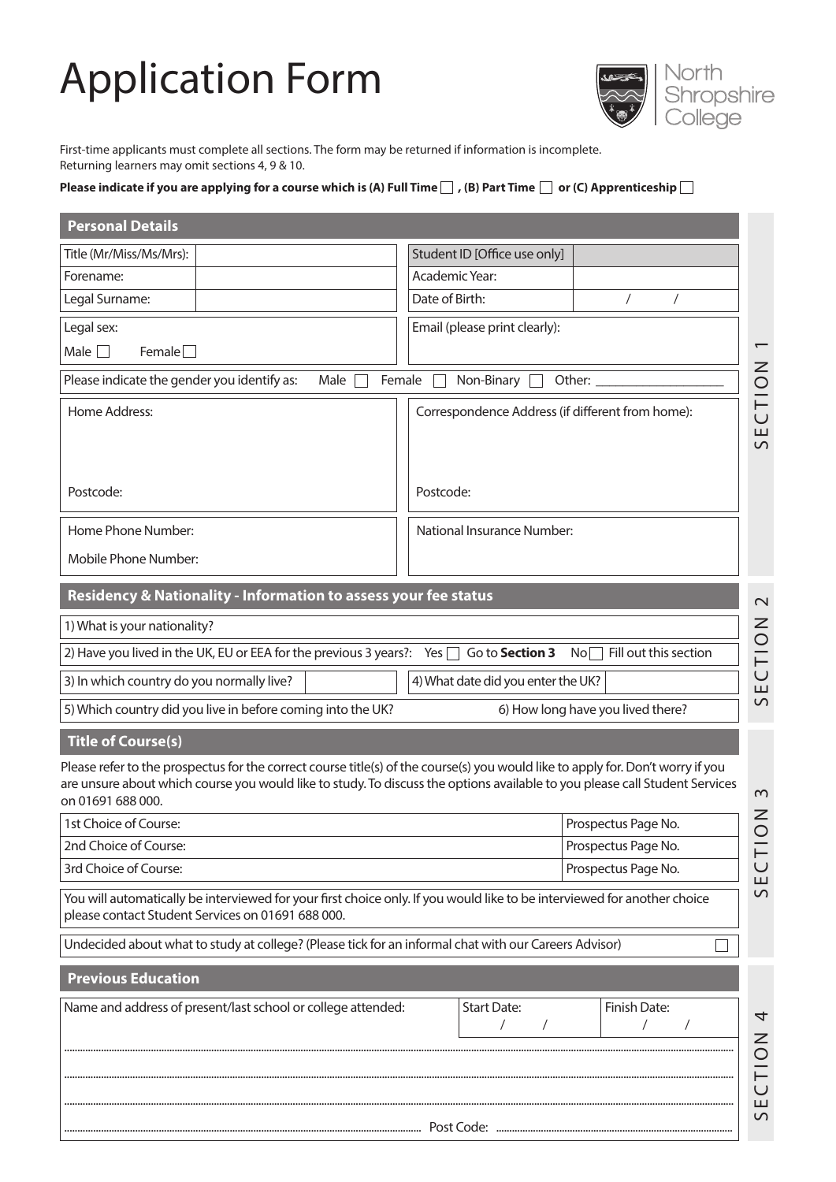# Application Form

North Shropshire College

First-time applicants must complete all sections. The form may be returned if information is incomplete.
Returning learners may omit sections 4, 9 & 10.

**Please indicate if you are applying for a course which is (A) Full Time ☐ , (B) Part Time ☐ or (C) Apprenticeship ☐**

## Personal Details

SECTION 1

| Title (Mr/Miss/Ms/Mrs): | | Student ID [Office use only] | |
|---|---|---|---|
| Forename: | | Academic Year: | |
| Legal Surname: | | Date of Birth: | / / |

Legal sex: Male ☐ Female ☐

Email (please print clearly):

Please indicate the gender you identify as: Male ☐ Female ☐ Non-Binary ☐ Other: ___________________

Home Address:

Postcode:

Correspondence Address (if different from home):

Postcode:

Home Phone Number:

Mobile Phone Number:

National Insurance Number:

## Residency & Nationality - Information to assess your fee status

SECTION 2

1) What is your nationality?

2) Have you lived in the UK, EU or EEA for the previous 3 years?: Yes ☐ Go to **Section 3** No ☐ Fill out this section

3) In which country do you normally live?

4) What date did you enter the UK?

5) Which country did you live in before coming into the UK?

6) How long have you lived there?

## Title of Course(s)

SECTION 3

Please refer to the prospectus for the correct course title(s) of the course(s) you would like to apply for. Don't worry if you are unsure about which course you would like to study. To discuss the options available to you please call Student Services on 01691 688 000.

| 1st Choice of Course: | Prospectus Page No. |
|---|---|
| 2nd Choice of Course: | Prospectus Page No. |
| 3rd Choice of Course: | Prospectus Page No. |

You will automatically be interviewed for your first choice only. If you would like to be interviewed for another choice please contact Student Services on 01691 688 000.

Undecided about what to study at college? (Please tick for an informal chat with our Careers Advisor) ☐

## Previous Education

SECTION 4

| Name and address of present/last school or college attended: | Start Date: / / | Finish Date: / / |
|---|---|---|

..............................................................................................................................................................

..............................................................................................................................................................

..............................................................................................................................................................

.............................................................................................................. Post Code: ..........................................................................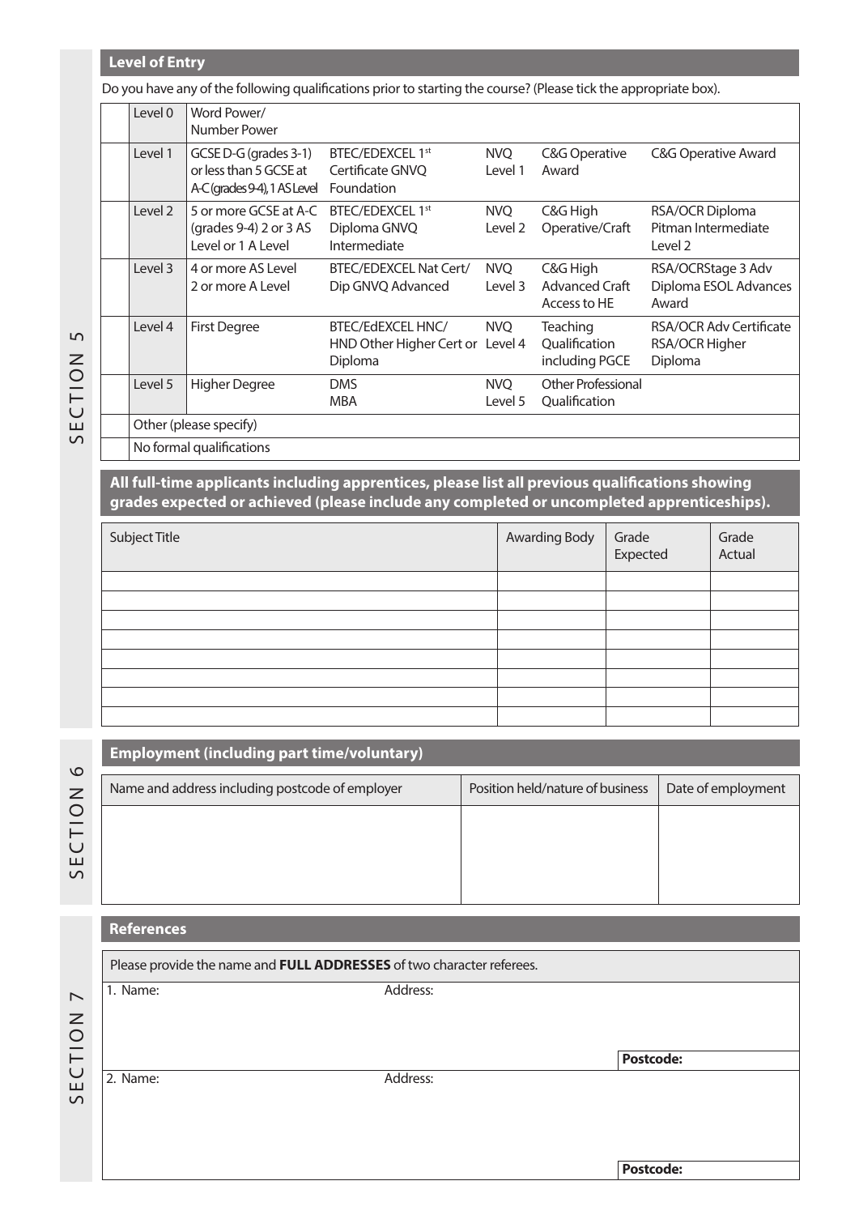SECTION 5

## Level of Entry

Do you have any of the following qualifications prior to starting the course? (Please tick the appropriate box).

| | | | | | | |
|---|---|---|---|---|---|---|
| | Level 0 | Word Power/ Number Power | | | | |
| | Level 1 | GCSE D-G (grades 3-1) or less than 5 GCSE at A-C (grades 9-4), 1 AS Level | BTEC/EDEXCEL 1st Certificate GNVQ Foundation | NVQ Level 1 | C&G Operative Award | C&G Operative Award |
| | Level 2 | 5 or more GCSE at A-C (grades 9-4) 2 or 3 AS Level or 1 A Level | BTEC/EDEXCEL 1st Diploma GNVQ Intermediate | NVQ Level 2 | C&G High Operative/Craft | RSA/OCR Diploma Pitman Intermediate Level 2 |
| | Level 3 | 4 or more AS Level 2 or more A Level | BTEC/EDEXCEL Nat Cert/ Dip GNVQ Advanced | NVQ Level 3 | C&G High Advanced Craft Access to HE | RSA/OCRStage 3 Adv Diploma ESOL Advances Award |
| | Level 4 | First Degree | BTEC/EdEXCEL HNC/ HND Other Higher Cert or Diploma | NVQ Level 4 | Teaching Qualification including PGCE | RSA/OCR Adv Certificate RSA/OCR Higher Diploma |
| | Level 5 | Higher Degree | DMS MBA | NVQ Level 5 | Other Professional Qualification | |
| | Other (please specify) | | | | | |
| | No formal qualifications | | | | | |

**All full-time applicants including apprentices, please list all previous qualifications showing grades expected or achieved (please include any completed or uncompleted apprenticeships).**

| Subject Title | Awarding Body | Grade Expected | Grade Actual |
|---|---|---|---|
| | | | |
| | | | |
| | | | |
| | | | |
| | | | |
| | | | |
| | | | |
| | | | |

SECTION 6

## Employment (including part time/voluntary)

| Name and address including postcode of employer | Position held/nature of business | Date of employment |
|---|---|---|
| | | |

SECTION 7

## References

Please provide the name and **FULL ADDRESSES** of two character referees.

1. Name: Address:

**Postcode:**

2. Name: Address:

**Postcode:**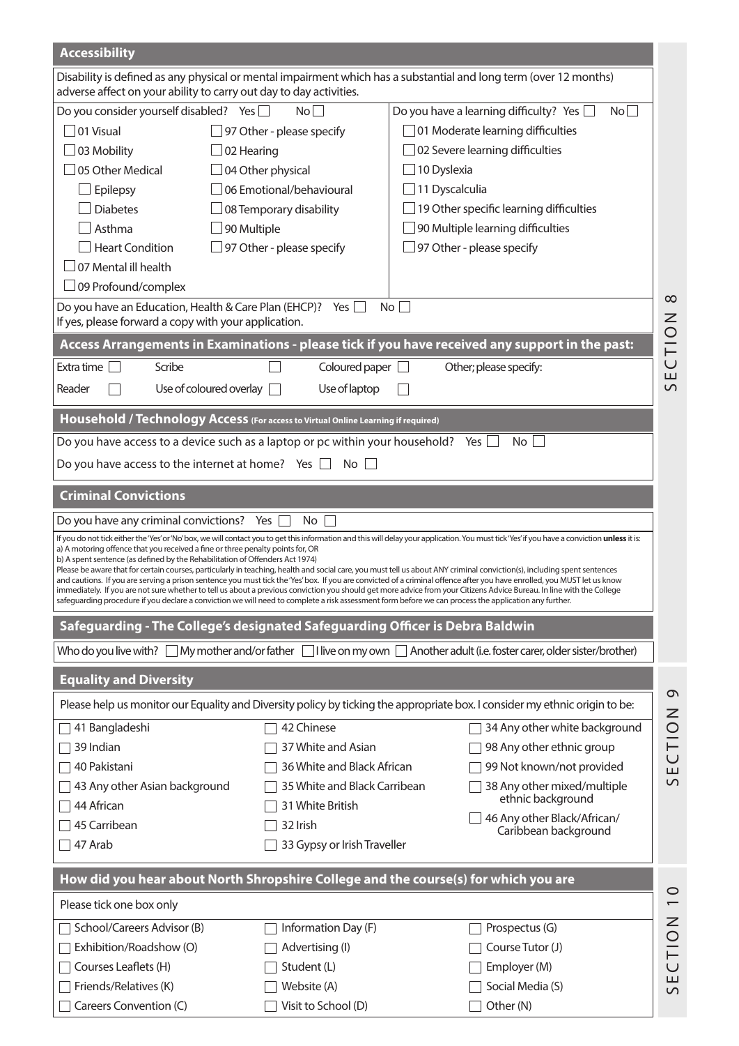## Accessibility

Disability is defined as any physical or mental impairment which has a substantial and long term (over 12 months) adverse affect on your ability to carry out day to day activities.

| Do you consider yourself disabled? Yes ☐ No ☐ | | Do you have a learning difficulty? Yes ☐ No ☐ |
|---|---|---|
| ☐ 01 Visual | ☐ 97 Other - please specify | ☐ 01 Moderate learning difficulties |
| ☐ 03 Mobility | ☐ 02 Hearing | ☐ 02 Severe learning difficulties |
| ☐ 05 Other Medical | ☐ 04 Other physical | ☐ 10 Dyslexia |
| ☐ Epilepsy | ☐ 06 Emotional/behavioural | ☐ 11 Dyscalculia |
| ☐ Diabetes | ☐ 08 Temporary disability | ☐ 19 Other specific learning difficulties |
| ☐ Asthma | ☐ 90 Multiple | ☐ 90 Multiple learning difficulties |
| ☐ Heart Condition | ☐ 97 Other - please specify | ☐ 97 Other - please specify |
| ☐ 07 Mental ill health | | |
| ☐ 09 Profound/complex | | |

Do you have an Education, Health & Care Plan (EHCP)? Yes ☐ No ☐
If yes, please forward a copy with your application.

## Access Arrangements in Examinations - please tick if you have received any support in the past:

| | | | |
|---|---|---|---|
| Extra time ☐ | Scribe ☐ | Coloured paper ☐ | Other; please specify: |
| Reader ☐ | Use of coloured overlay ☐ | Use of laptop ☐ | |

## Household / Technology Access (For access to Virtual Online Learning if required)

Do you have access to a device such as a laptop or pc within your household? Yes ☐ No ☐

Do you have access to the internet at home? Yes ☐ No ☐

## Criminal Convictions

Do you have any criminal convictions? Yes ☐ No ☐

If you do not tick either the 'Yes' or 'No' box, we will contact you to get this information and this will delay your application. You must tick 'Yes' if you have a conviction **unless** it is:
a) A motoring offence that you received a fine or three penalty points for, OR
b) A spent sentence (as defined by the Rehabilitation of Offenders Act 1974)
Please be aware that for certain courses, particularly in teaching, health and social care, you must tell us about ANY criminal conviction(s), including spent sentences and cautions. If you are serving a prison sentence you must tick the 'Yes' box. If you are convicted of a criminal offence after you have enrolled, you MUST let us know immediately. If you are not sure whether to tell us about a previous conviction you should get more advice from your Citizens Advice Bureau. In line with the College safeguarding procedure if you declare a conviction we will need to complete a risk assessment form before we can process the application any further.

## Safeguarding - The College's designated Safeguarding Officer is Debra Baldwin

Who do you live with? ☐ My mother and/or father ☐ I live on my own ☐ Another adult (i.e. foster carer, older sister/brother)

SECTION 8

## Equality and Diversity

Please help us monitor our Equality and Diversity policy by ticking the appropriate box. I consider my ethnic origin to be:

| | | |
|---|---|---|
| ☐ 41 Bangladeshi | ☐ 42 Chinese | ☐ 34 Any other white background |
| ☐ 39 Indian | ☐ 37 White and Asian | ☐ 98 Any other ethnic group |
| ☐ 40 Pakistani | ☐ 36 White and Black African | ☐ 99 Not known/not provided |
| ☐ 43 Any other Asian background | ☐ 35 White and Black Carribean | ☐ 38 Any other mixed/multiple ethnic background |
| ☐ 44 African | ☐ 31 White British | ☐ 46 Any other Black/African/ Caribbean background |
| ☐ 45 Carribean | ☐ 32 Irish | |
| ☐ 47 Arab | ☐ 33 Gypsy or Irish Traveller | |

SECTION 9

## How did you hear about North Shropshire College and the course(s) for which you are

Please tick one box only

| | | |
|---|---|---|
| ☐ School/Careers Advisor (B) | ☐ Information Day (F) | ☐ Prospectus (G) |
| ☐ Exhibition/Roadshow (O) | ☐ Advertising (I) | ☐ Course Tutor (J) |
| ☐ Courses Leaflets (H) | ☐ Student (L) | ☐ Employer (M) |
| ☐ Friends/Relatives (K) | ☐ Website (A) | ☐ Social Media (S) |
| ☐ Careers Convention (C) | ☐ Visit to School (D) | ☐ Other (N) |

SECTION 10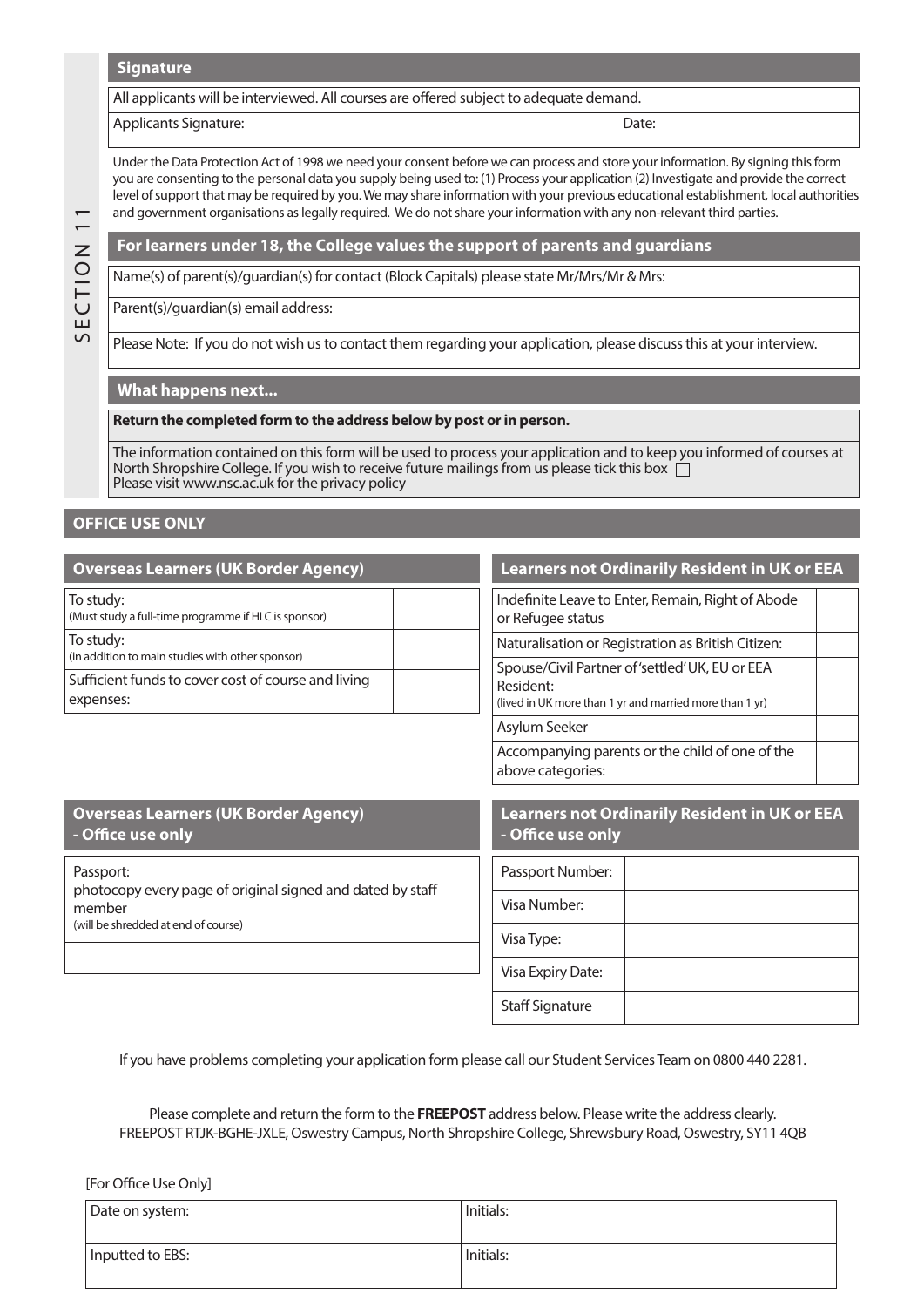SECTION 11

## Signature

| |
|---|
| All applicants will be interviewed. All courses are offered subject to adequate demand. |
| Applicants Signature: Date: |

Under the Data Protection Act of 1998 we need your consent before we can process and store your information. By signing this form you are consenting to the personal data you supply being used to: (1) Process your application (2) Investigate and provide the correct level of support that may be required by you. We may share information with your previous educational establishment, local authorities and government organisations as legally required. We do not share your information with any non-relevant third parties.

## For learners under 18, the College values the support of parents and guardians

| |
|---|
| Name(s) of parent(s)/guardian(s) for contact (Block Capitals) please state Mr/Mrs/Mr & Mrs: |
| Parent(s)/guardian(s) email address: |
| Please Note: If you do not wish us to contact them regarding your application, please discuss this at your interview. |

## What happens next...

**Return the completed form to the address below by post or in person.**

The information contained on this form will be used to process your application and to keep you informed of courses at North Shropshire College. If you wish to receive future mailings from us please tick this box ☐
Please visit www.nsc.ac.uk for the privacy policy

## OFFICE USE ONLY

### Overseas Learners (UK Border Agency)

| | |
|---|---|
| To study: (Must study a full-time programme if HLC is sponsor) | |
| To study: (in addition to main studies with other sponsor) | |
| Sufficient funds to cover cost of course and living expenses: | |

### Learners not Ordinarily Resident in UK or EEA

| | |
|---|---|
| Indefinite Leave to Enter, Remain, Right of Abode or Refugee status | |
| Naturalisation or Registration as British Citizen: | |
| Spouse/Civil Partner of 'settled' UK, EU or EEA Resident: (lived in UK more than 1 yr and married more than 1 yr) | |
| Asylum Seeker | |
| Accompanying parents or the child of one of the above categories: | |

### Overseas Learners (UK Border Agency) - Office use only

| |
|---|
| Passport: photocopy every page of original signed and dated by staff member (will be shredded at end of course) |
| |

### Learners not Ordinarily Resident in UK or EEA - Office use only

| | |
|---|---|
| Passport Number: | |
| Visa Number: | |
| Visa Type: | |
| Visa Expiry Date: | |
| Staff Signature | |

If you have problems completing your application form please call our Student Services Team on 0800 440 2281.

Please complete and return the form to the **FREEPOST** address below. Please write the address clearly.
FREEPOST RTJK-BGHE-JXLE, Oswestry Campus, North Shropshire College, Shrewsbury Road, Oswestry, SY11 4QB

[For Office Use Only]

| | |
|---|---|
| Date on system: | Initials: |
| Inputted to EBS: | Initials: |